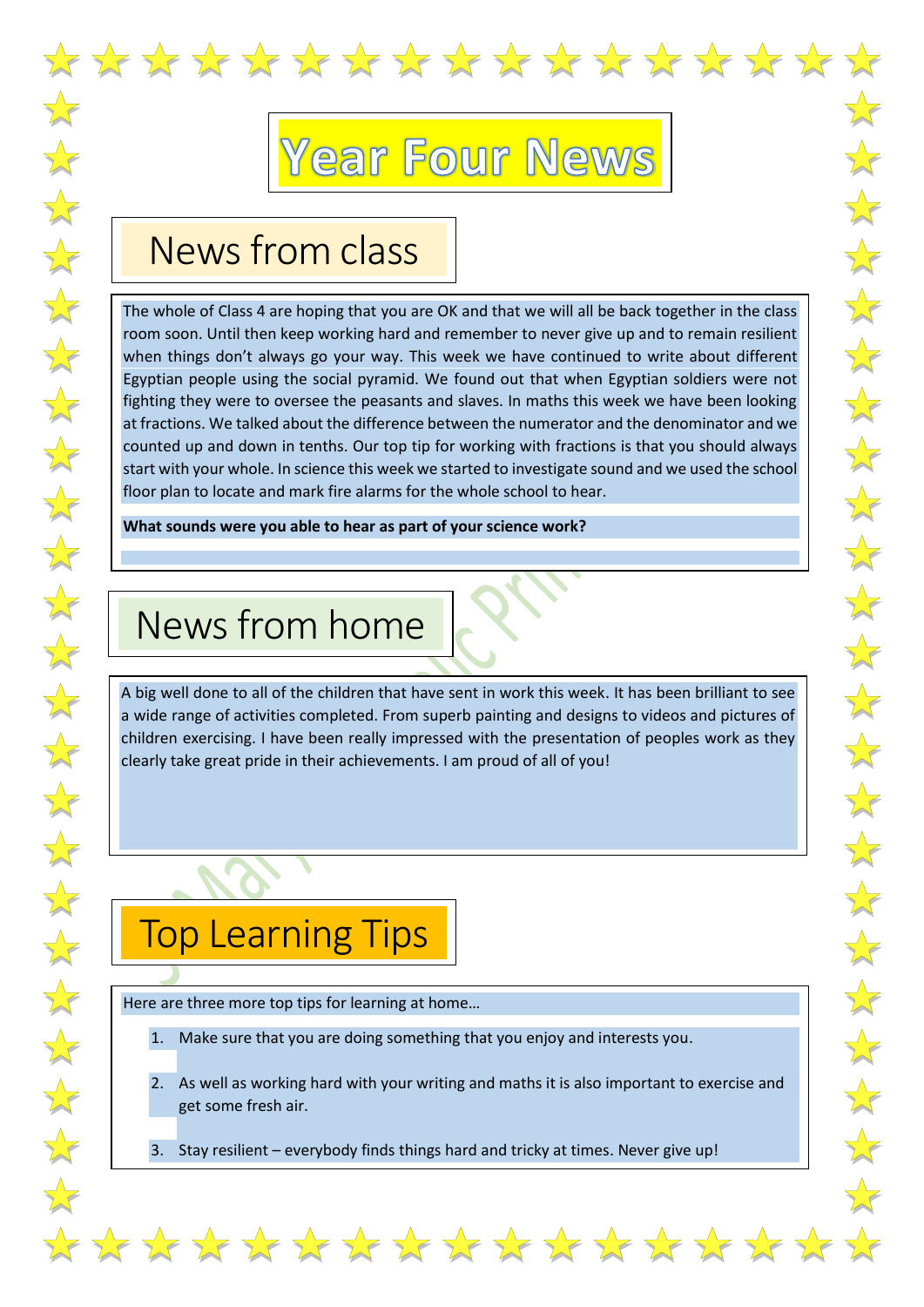# Year Four News

## News from class

The whole of Class 4 are hoping that you are OK and that we will all be back together in the class room soon. Until then keep working hard and remember to never give up and to remain resilient when things don't always go your way. This week we have continued to write about different Egyptian people using the social pyramid. We found out that when Egyptian soldiers were not fighting they were to oversee the peasants and slaves. In maths this week we have been looking at fractions. We talked about the difference between the numerator and the denominator and we counted up and down in tenths. Our top tip for working with fractions is that you should always start with your whole. In science this week we started to investigate sound and we used the school floor plan to locate and mark fire alarms for the whole school to hear.

**What sounds were you able to hear as part of your science work?**

## News from home

A big well done to all of the children that have sent in work this week. It has been brilliant to see a wide range of activities completed. From superb painting and designs to videos and pictures of children exercising. I have been really impressed with the presentation of peoples work as they clearly take great pride in their achievements. I am proud of all of you!

## Top Learning Tips

Here are three more top tips for learning at home…

1. Make sure that you are doing something that you enjoy and interests you.
2. As well as working hard with your writing and maths it is also important to exercise and get some fresh air.
3. Stay resilient – everybody finds things hard and tricky at times. Never give up!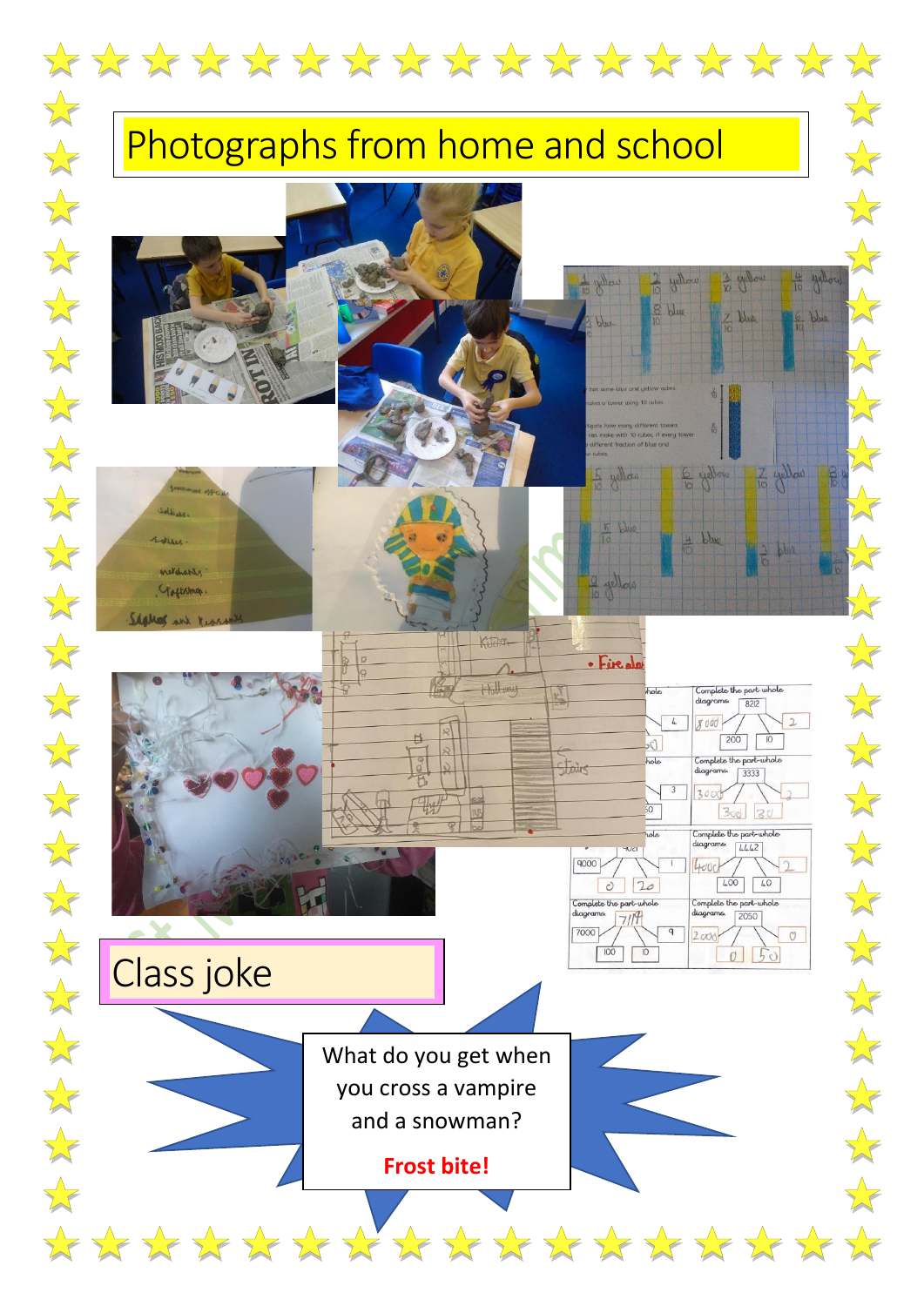# Photographs from home and school

# Class joke

What do you get when you cross a vampire and a snowman?

**Frost bite!**